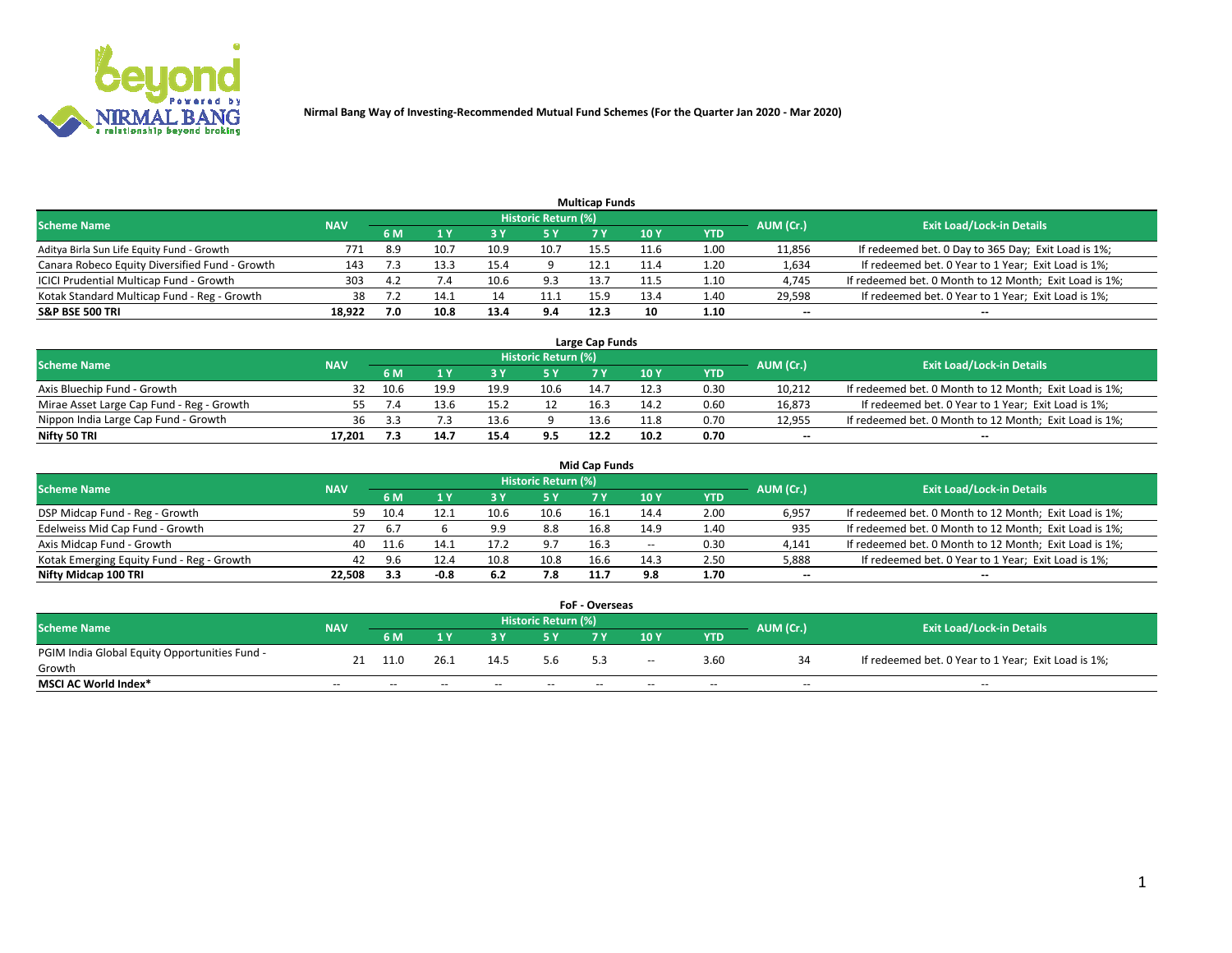Nirmal Bang Way of Investing-Recommended Mutual Fund Schemes (For the Quarter Jan 2020 - Mar 2020)

## Multicap Funds

| Scheme Name | NAV | Historic Return (%) | | | | | | | AUM (Cr.) | Exit Load/Lock-in Details |
|---|---|---|---|---|---|---|---|---|---|---|
| | | 6 M | 1 Y | 3 Y | 5 Y | 7 Y | 10 Y | YTD | | |
| Aditya Birla Sun Life Equity Fund - Growth | 771 | 8.9 | 10.7 | 10.9 | 10.7 | 15.5 | 11.6 | 1.00 | 11,856 | If redeemed bet. 0 Day to 365 Day; Exit Load is 1%; |
| Canara Robeco Equity Diversified Fund - Growth | 143 | 7.3 | 13.3 | 15.4 | 9 | 12.1 | 11.4 | 1.20 | 1,634 | If redeemed bet. 0 Year to 1 Year; Exit Load is 1%; |
| ICICI Prudential Multicap Fund - Growth | 303 | 4.2 | 7.4 | 10.6 | 9.3 | 13.7 | 11.5 | 1.10 | 4,745 | If redeemed bet. 0 Month to 12 Month; Exit Load is 1%; |
| Kotak Standard Multicap Fund - Reg - Growth | 38 | 7.2 | 14.1 | 14 | 11.1 | 15.9 | 13.4 | 1.40 | 29,598 | If redeemed bet. 0 Year to 1 Year; Exit Load is 1%; |
| **S&P BSE 500 TRI** | **18,922** | **7.0** | **10.8** | **13.4** | **9.4** | **12.3** | **10** | **1.10** | -- | -- |

## Large Cap Funds

| Scheme Name | NAV | Historic Return (%) | | | | | | | AUM (Cr.) | Exit Load/Lock-in Details |
|---|---|---|---|---|---|---|---|---|---|---|
| | | 6 M | 1 Y | 3 Y | 5 Y | 7 Y | 10 Y | YTD | | |
| Axis Bluechip Fund - Growth | 32 | 10.6 | 19.9 | 19.9 | 10.6 | 14.7 | 12.3 | 0.30 | 10,212 | If redeemed bet. 0 Month to 12 Month; Exit Load is 1%; |
| Mirae Asset Large Cap Fund - Reg - Growth | 55 | 7.4 | 13.6 | 15.2 | 12 | 16.3 | 14.2 | 0.60 | 16,873 | If redeemed bet. 0 Year to 1 Year; Exit Load is 1%; |
| Nippon India Large Cap Fund - Growth | 36 | 3.3 | 7.3 | 13.6 | 9 | 13.6 | 11.8 | 0.70 | 12,955 | If redeemed bet. 0 Month to 12 Month; Exit Load is 1%; |
| **Nifty 50 TRI** | **17,201** | **7.3** | **14.7** | **15.4** | **9.5** | **12.2** | **10.2** | **0.70** | -- | -- |

## Mid Cap Funds

| Scheme Name | NAV | Historic Return (%) | | | | | | | AUM (Cr.) | Exit Load/Lock-in Details |
|---|---|---|---|---|---|---|---|---|---|---|
| | | 6 M | 1 Y | 3 Y | 5 Y | 7 Y | 10 Y | YTD | | |
| DSP Midcap Fund - Reg - Growth | 59 | 10.4 | 12.1 | 10.6 | 10.6 | 16.1 | 14.4 | 2.00 | 6,957 | If redeemed bet. 0 Month to 12 Month; Exit Load is 1%; |
| Edelweiss Mid Cap Fund - Growth | 27 | 6.7 | 6 | 9.9 | 8.8 | 16.8 | 14.9 | 1.40 | 935 | If redeemed bet. 0 Month to 12 Month; Exit Load is 1%; |
| Axis Midcap Fund - Growth | 40 | 11.6 | 14.1 | 17.2 | 9.7 | 16.3 | -- | 0.30 | 4,141 | If redeemed bet. 0 Month to 12 Month; Exit Load is 1%; |
| Kotak Emerging Equity Fund - Reg - Growth | 42 | 9.6 | 12.4 | 10.8 | 10.8 | 16.6 | 14.3 | 2.50 | 5,888 | If redeemed bet. 0 Year to 1 Year; Exit Load is 1%; |
| **Nifty Midcap 100 TRI** | **22,508** | **3.3** | **-0.8** | **6.2** | **7.8** | **11.7** | **9.8** | **1.70** | -- | -- |

## FoF - Overseas

| Scheme Name | NAV | Historic Return (%) | | | | | | | AUM (Cr.) | Exit Load/Lock-in Details |
|---|---|---|---|---|---|---|---|---|---|---|
| | | 6 M | 1 Y | 3 Y | 5 Y | 7 Y | 10 Y | YTD | | |
| PGIM India Global Equity Opportunities Fund - Growth | 21 | 11.0 | 26.1 | 14.5 | 5.6 | 5.3 | -- | 3.60 | 34 | If redeemed bet. 0 Year to 1 Year; Exit Load is 1%; |
| **MSCI AC World Index*** | -- | -- | -- | -- | -- | -- | -- | -- | -- | -- |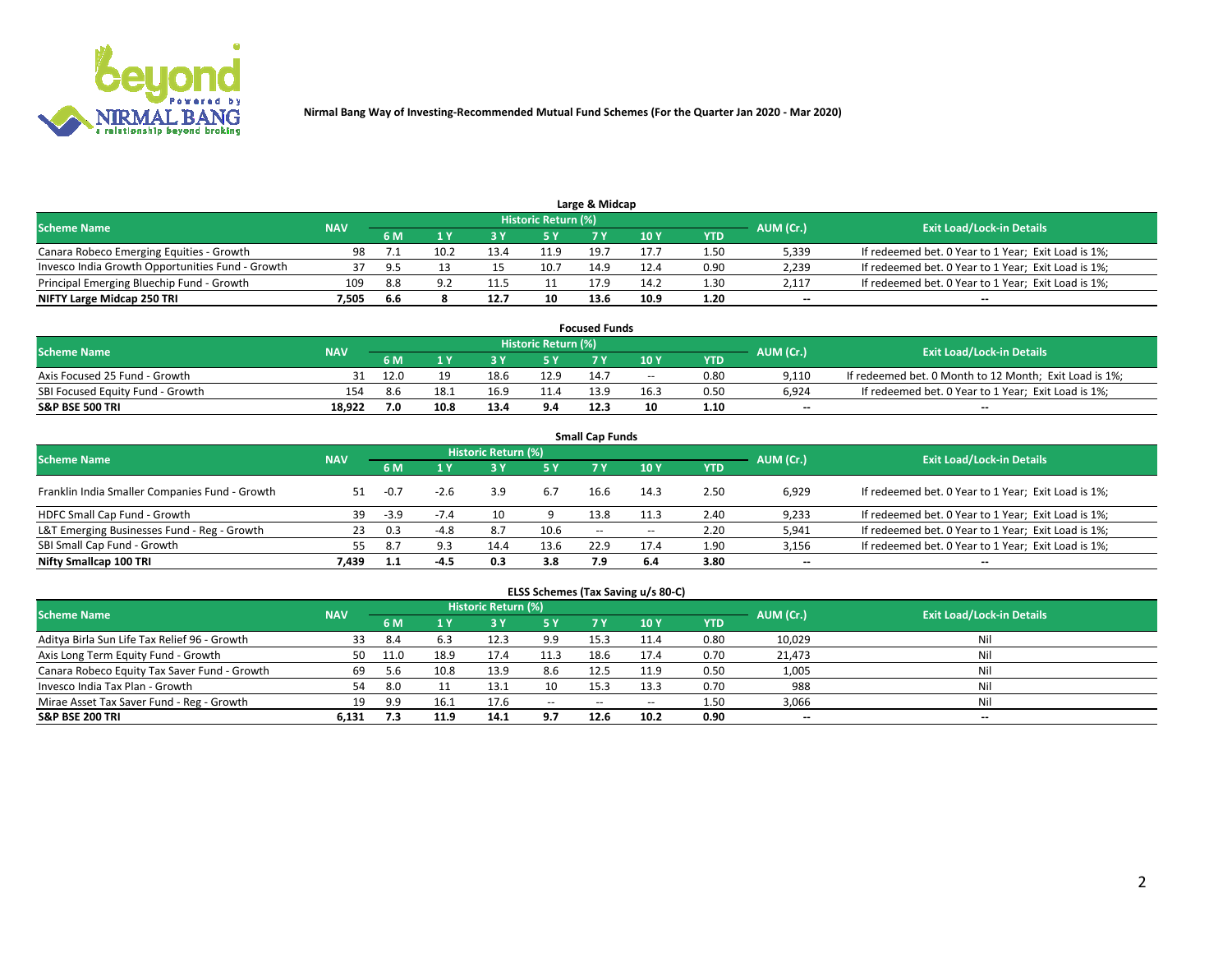**Nirmal Bang Way of Investing-Recommended Mutual Fund Schemes (For the Quarter Jan 2020 - Mar 2020)**

### Large & Midcap

| Scheme Name | NAV | Historic Return (%) | | | | | | | AUM (Cr.) | Exit Load/Lock-in Details |
|---|---|---|---|---|---|---|---|---|---|---|
| | | 6 M | 1 Y | 3 Y | 5 Y | 7 Y | 10 Y | YTD | | |
| Canara Robeco Emerging Equities - Growth | 98 | 7.1 | 10.2 | 13.4 | 11.9 | 19.7 | 17.7 | 1.50 | 5,339 | If redeemed bet. 0 Year to 1 Year; Exit Load is 1%; |
| Invesco India Growth Opportunities Fund - Growth | 37 | 9.5 | 13 | 15 | 10.7 | 14.9 | 12.4 | 0.90 | 2,239 | If redeemed bet. 0 Year to 1 Year; Exit Load is 1%; |
| Principal Emerging Bluechip Fund - Growth | 109 | 8.8 | 9.2 | 11.5 | 11 | 17.9 | 14.2 | 1.30 | 2,117 | If redeemed bet. 0 Year to 1 Year; Exit Load is 1%; |
| **NIFTY Large Midcap 250 TRI** | **7,505** | **6.6** | **8** | **12.7** | **10** | **13.6** | **10.9** | **1.20** | **--** | **--** |

### Focused Funds

| Scheme Name | NAV | Historic Return (%) | | | | | | | AUM (Cr.) | Exit Load/Lock-in Details |
|---|---|---|---|---|---|---|---|---|---|---|
| | | 6 M | 1 Y | 3 Y | 5 Y | 7 Y | 10 Y | YTD | | |
| Axis Focused 25 Fund - Growth | 31 | 12.0 | 19 | 18.6 | 12.9 | 14.7 | -- | 0.80 | 9,110 | If redeemed bet. 0 Month to 12 Month; Exit Load is 1%; |
| SBI Focused Equity Fund - Growth | 154 | 8.6 | 18.1 | 16.9 | 11.4 | 13.9 | 16.3 | 0.50 | 6,924 | If redeemed bet. 0 Year to 1 Year; Exit Load is 1%; |
| **S&P BSE 500 TRI** | **18,922** | **7.0** | **10.8** | **13.4** | **9.4** | **12.3** | **10** | **1.10** | **--** | **--** |

### Small Cap Funds

| Scheme Name | NAV | Historic Return (%) | | | | | | | AUM (Cr.) | Exit Load/Lock-in Details |
|---|---|---|---|---|---|---|---|---|---|---|
| | | 6 M | 1 Y | 3 Y | 5 Y | 7 Y | 10 Y | YTD | | |
| Franklin India Smaller Companies Fund - Growth | 51 | -0.7 | -2.6 | 3.9 | 6.7 | 16.6 | 14.3 | 2.50 | 6,929 | If redeemed bet. 0 Year to 1 Year; Exit Load is 1%; |
| HDFC Small Cap Fund - Growth | 39 | -3.9 | -7.4 | 10 | 9 | 13.8 | 11.3 | 2.40 | 9,233 | If redeemed bet. 0 Year to 1 Year; Exit Load is 1%; |
| L&T Emerging Businesses Fund - Reg - Growth | 23 | 0.3 | -4.8 | 8.7 | 10.6 | -- | -- | 2.20 | 5,941 | If redeemed bet. 0 Year to 1 Year; Exit Load is 1%; |
| SBI Small Cap Fund - Growth | 55 | 8.7 | 9.3 | 14.4 | 13.6 | 22.9 | 17.4 | 1.90 | 3,156 | If redeemed bet. 0 Year to 1 Year; Exit Load is 1%; |
| **Nifty Smallcap 100 TRI** | **7,439** | **1.1** | **-4.5** | **0.3** | **3.8** | **7.9** | **6.4** | **3.80** | **--** | **--** |

### ELSS Schemes (Tax Saving u/s 80-C)

| Scheme Name | NAV | Historic Return (%) | | | | | | | AUM (Cr.) | Exit Load/Lock-in Details |
|---|---|---|---|---|---|---|---|---|---|---|
| | | 6 M | 1 Y | 3 Y | 5 Y | 7 Y | 10 Y | YTD | | |
| Aditya Birla Sun Life Tax Relief 96 - Growth | 33 | 8.4 | 6.3 | 12.3 | 9.9 | 15.3 | 11.4 | 0.80 | 10,029 | Nil |
| Axis Long Term Equity Fund - Growth | 50 | 11.0 | 18.9 | 17.4 | 11.3 | 18.6 | 17.4 | 0.70 | 21,473 | Nil |
| Canara Robeco Equity Tax Saver Fund - Growth | 69 | 5.6 | 10.8 | 13.9 | 8.6 | 12.5 | 11.9 | 0.50 | 1,005 | Nil |
| Invesco India Tax Plan - Growth | 54 | 8.0 | 11 | 13.1 | 10 | 15.3 | 13.3 | 0.70 | 988 | Nil |
| Mirae Asset Tax Saver Fund - Reg - Growth | 19 | 9.9 | 16.1 | 17.6 | -- | -- | -- | 1.50 | 3,066 | Nil |
| **S&P BSE 200 TRI** | **6,131** | **7.3** | **11.9** | **14.1** | **9.7** | **12.6** | **10.2** | **0.90** | **--** | **--** |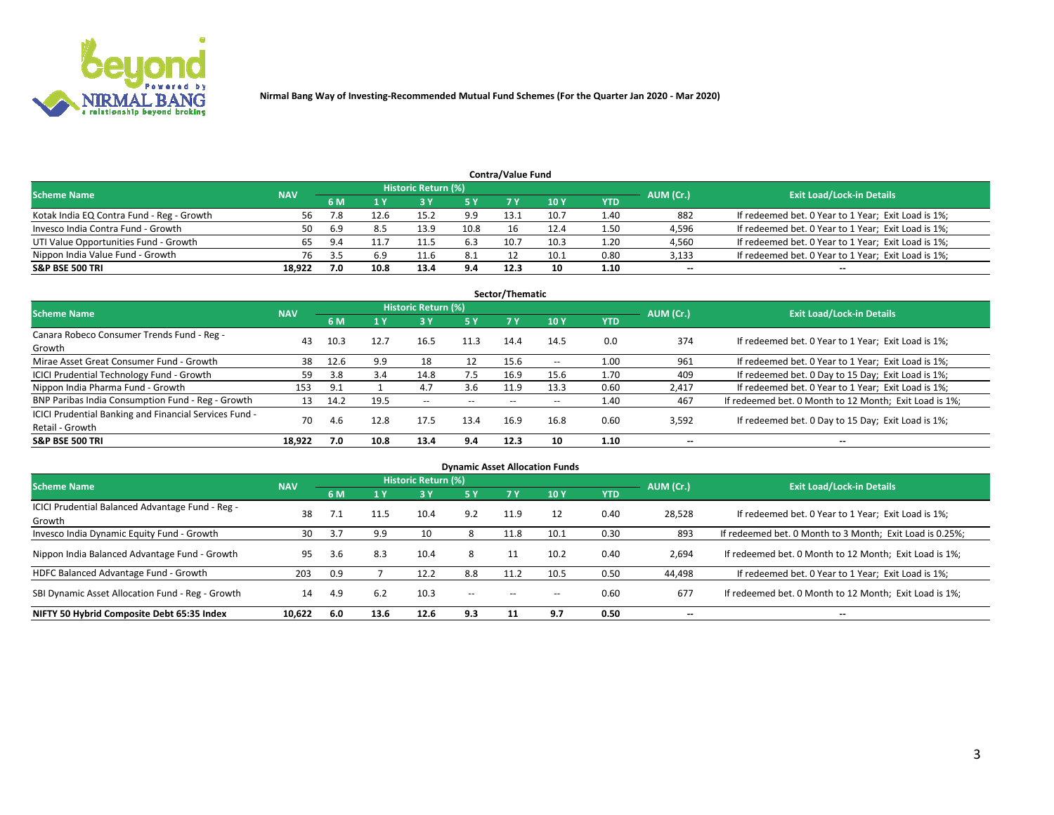Nirmal Bang Way of Investing-Recommended Mutual Fund Schemes (For the Quarter Jan 2020 - Mar 2020)

## Contra/Value Fund

| Scheme Name | NAV | Historic Return (%) | | | | | | | AUM (Cr.) | Exit Load/Lock-in Details |
|---|---|---|---|---|---|---|---|---|---|---|
| | | 6 M | 1 Y | 3 Y | 5 Y | 7 Y | 10 Y | YTD | | |
| Kotak India EQ Contra Fund - Reg - Growth | 56 | 7.8 | 12.6 | 15.2 | 9.9 | 13.1 | 10.7 | 1.40 | 882 | If redeemed bet. 0 Year to 1 Year; Exit Load is 1%; |
| Invesco India Contra Fund - Growth | 50 | 6.9 | 8.5 | 13.9 | 10.8 | 16 | 12.4 | 1.50 | 4,596 | If redeemed bet. 0 Year to 1 Year; Exit Load is 1%; |
| UTI Value Opportunities Fund - Growth | 65 | 9.4 | 11.7 | 11.5 | 6.3 | 10.7 | 10.3 | 1.20 | 4,560 | If redeemed bet. 0 Year to 1 Year; Exit Load is 1%; |
| Nippon India Value Fund - Growth | 76 | 3.5 | 6.9 | 11.6 | 8.1 | 12 | 10.1 | 0.80 | 3,133 | If redeemed bet. 0 Year to 1 Year; Exit Load is 1%; |
| **S&P BSE 500 TRI** | **18,922** | **7.0** | **10.8** | **13.4** | **9.4** | **12.3** | **10** | **1.10** | **--** | **--** |

## Sector/Thematic

| Scheme Name | NAV | Historic Return (%) | | | | | | | AUM (Cr.) | Exit Load/Lock-in Details |
|---|---|---|---|---|---|---|---|---|---|---|
| | | 6 M | 1 Y | 3 Y | 5 Y | 7 Y | 10 Y | YTD | | |
| Canara Robeco Consumer Trends Fund - Reg - Growth | 43 | 10.3 | 12.7 | 16.5 | 11.3 | 14.4 | 14.5 | 0.0 | 374 | If redeemed bet. 0 Year to 1 Year; Exit Load is 1%; |
| Mirae Asset Great Consumer Fund - Growth | 38 | 12.6 | 9.9 | 18 | 12 | 15.6 | -- | 1.00 | 961 | If redeemed bet. 0 Year to 1 Year; Exit Load is 1%; |
| ICICI Prudential Technology Fund - Growth | 59 | 3.8 | 3.4 | 14.8 | 7.5 | 16.9 | 15.6 | 1.70 | 409 | If redeemed bet. 0 Day to 15 Day; Exit Load is 1%; |
| Nippon India Pharma Fund - Growth | 153 | 9.1 | 1 | 4.7 | 3.6 | 11.9 | 13.3 | 0.60 | 2,417 | If redeemed bet. 0 Year to 1 Year; Exit Load is 1%; |
| BNP Paribas India Consumption Fund - Reg - Growth | 13 | 14.2 | 19.5 | -- | -- | -- | -- | 1.40 | 467 | If redeemed bet. 0 Month to 12 Month; Exit Load is 1%; |
| ICICI Prudential Banking and Financial Services Fund - Retail - Growth | 70 | 4.6 | 12.8 | 17.5 | 13.4 | 16.9 | 16.8 | 0.60 | 3,592 | If redeemed bet. 0 Day to 15 Day; Exit Load is 1%; |
| **S&P BSE 500 TRI** | **18,922** | **7.0** | **10.8** | **13.4** | **9.4** | **12.3** | **10** | **1.10** | **--** | **--** |

## Dynamic Asset Allocation Funds

| Scheme Name | NAV | Historic Return (%) | | | | | | | AUM (Cr.) | Exit Load/Lock-in Details |
|---|---|---|---|---|---|---|---|---|---|---|
| | | 6 M | 1 Y | 3 Y | 5 Y | 7 Y | 10 Y | YTD | | |
| ICICI Prudential Balanced Advantage Fund - Reg - Growth | 38 | 7.1 | 11.5 | 10.4 | 9.2 | 11.9 | 12 | 0.40 | 28,528 | If redeemed bet. 0 Year to 1 Year; Exit Load is 1%; |
| Invesco India Dynamic Equity Fund - Growth | 30 | 3.7 | 9.9 | 10 | 8 | 11.8 | 10.1 | 0.30 | 893 | If redeemed bet. 0 Month to 3 Month; Exit Load is 0.25%; |
| Nippon India Balanced Advantage Fund - Growth | 95 | 3.6 | 8.3 | 10.4 | 8 | 11 | 10.2 | 0.40 | 2,694 | If redeemed bet. 0 Month to 12 Month; Exit Load is 1%; |
| HDFC Balanced Advantage Fund - Growth | 203 | 0.9 | 7 | 12.2 | 8.8 | 11.2 | 10.5 | 0.50 | 44,498 | If redeemed bet. 0 Year to 1 Year; Exit Load is 1%; |
| SBI Dynamic Asset Allocation Fund - Reg - Growth | 14 | 4.9 | 6.2 | 10.3 | -- | -- | -- | 0.60 | 677 | If redeemed bet. 0 Month to 12 Month; Exit Load is 1%; |
| **NIFTY 50 Hybrid Composite Debt 65:35 Index** | **10,622** | **6.0** | **13.6** | **12.6** | **9.3** | **11** | **9.7** | **0.50** | **--** | **--** |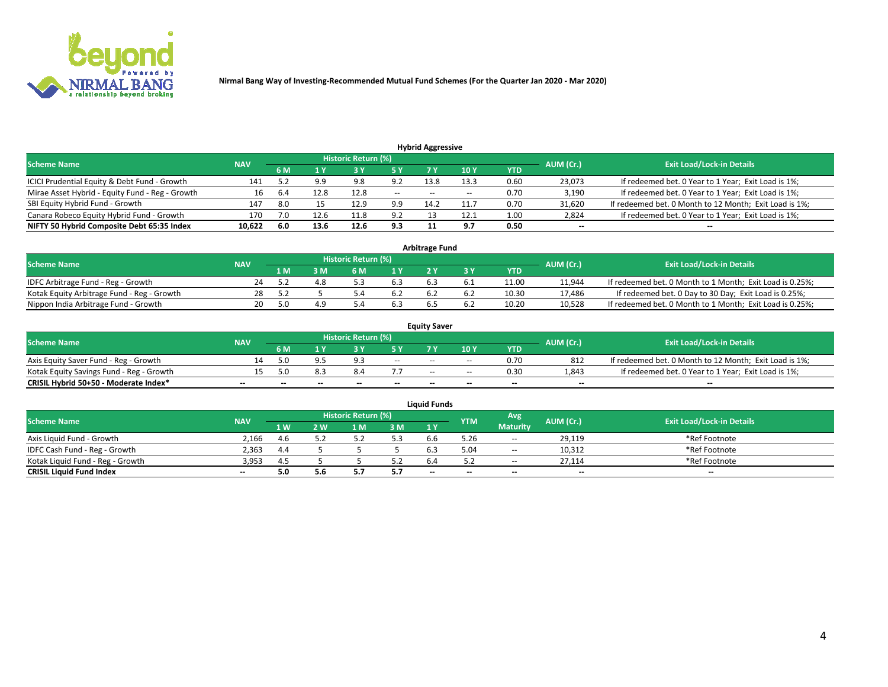Nirmal Bang Way of Investing-Recommended Mutual Fund Schemes (For the Quarter Jan 2020 - Mar 2020)

## Hybrid Aggressive

| Scheme Name | NAV | Historic Return (%) | | | | | | YTD | AUM (Cr.) | Exit Load/Lock-in Details |
|---|---|---|---|---|---|---|---|---|---|---|
| | | 6 M | 1 Y | 3 Y | 5 Y | 7 Y | 10 Y | | | |
| ICICI Prudential Equity & Debt Fund - Growth | 141 | 5.2 | 9.9 | 9.8 | 9.2 | 13.8 | 13.3 | 0.60 | 23,073 | If redeemed bet. 0 Year to 1 Year; Exit Load is 1%; |
| Mirae Asset Hybrid - Equity Fund - Reg - Growth | 16 | 6.4 | 12.8 | 12.8 | -- | -- | -- | 0.70 | 3,190 | If redeemed bet. 0 Year to 1 Year; Exit Load is 1%; |
| SBI Equity Hybrid Fund - Growth | 147 | 8.0 | 15 | 12.9 | 9.9 | 14.2 | 11.7 | 0.70 | 31,620 | If redeemed bet. 0 Month to 12 Month; Exit Load is 1%; |
| Canara Robeco Equity Hybrid Fund - Growth | 170 | 7.0 | 12.6 | 11.8 | 9.2 | 13 | 12.1 | 1.00 | 2,824 | If redeemed bet. 0 Year to 1 Year; Exit Load is 1%; |
| **NIFTY 50 Hybrid Composite Debt 65:35 Index** | **10,622** | **6.0** | **13.6** | **12.6** | **9.3** | **11** | **9.7** | **0.50** | **--** | **--** |

## Arbitrage Fund

| Scheme Name | NAV | Historic Return (%) | | | | | | YTD | AUM (Cr.) | Exit Load/Lock-in Details |
|---|---|---|---|---|---|---|---|---|---|---|
| | | 1 M | 3 M | 6 M | 1 Y | 2 Y | 3 Y | | | |
| IDFC Arbitrage Fund - Reg - Growth | 24 | 5.2 | 4.8 | 5.3 | 6.3 | 6.3 | 6.1 | 11.00 | 11,944 | If redeemed bet. 0 Month to 1 Month; Exit Load is 0.25%; |
| Kotak Equity Arbitrage Fund - Reg - Growth | 28 | 5.2 | 5 | 5.4 | 6.2 | 6.2 | 6.2 | 10.30 | 17,486 | If redeemed bet. 0 Day to 30 Day; Exit Load is 0.25%; |
| Nippon India Arbitrage Fund - Growth | 20 | 5.0 | 4.9 | 5.4 | 6.3 | 6.5 | 6.2 | 10.20 | 10,528 | If redeemed bet. 0 Month to 1 Month; Exit Load is 0.25%; |

## Equity Saver

| Scheme Name | NAV | Historic Return (%) | | | | | | YTD | AUM (Cr.) | Exit Load/Lock-in Details |
|---|---|---|---|---|---|---|---|---|---|---|
| | | 6 M | 1 Y | 3 Y | 5 Y | 7 Y | 10 Y | | | |
| Axis Equity Saver Fund - Reg - Growth | 14 | 5.0 | 9.5 | 9.3 | -- | -- | -- | 0.70 | 812 | If redeemed bet. 0 Month to 12 Month; Exit Load is 1%; |
| Kotak Equity Savings Fund - Reg - Growth | 15 | 5.0 | 8.3 | 8.4 | 7.7 | -- | -- | 0.30 | 1,843 | If redeemed bet. 0 Year to 1 Year; Exit Load is 1%; |
| **CRISIL Hybrid 50+50 - Moderate Index*** | **--** | **--** | **--** | **--** | **--** | **--** | **--** | **--** | **--** | **--** |

## Liquid Funds

| Scheme Name | NAV | Historic Return (%) | | | | | YTM | Avg Maturity | AUM (Cr.) | Exit Load/Lock-in Details |
|---|---|---|---|---|---|---|---|---|---|---|
| | | 1 W | 2 W | 1 M | 3 M | 1 Y | | | | |
| Axis Liquid Fund - Growth | 2,166 | 4.6 | 5.2 | 5.2 | 5.3 | 6.6 | 5.26 | -- | 29,119 | *Ref Footnote |
| IDFC Cash Fund - Reg - Growth | 2,363 | 4.4 | 5 | 5 | 5 | 6.3 | 5.04 | -- | 10,312 | *Ref Footnote |
| Kotak Liquid Fund - Reg - Growth | 3,953 | 4.5 | 5 | 5 | 5.2 | 6.4 | 5.2 | -- | 27,114 | *Ref Footnote |
| **CRISIL Liquid Fund Index** | **--** | **5.0** | **5.6** | **5.7** | **5.7** | **--** | **--** | **--** | **--** | **--** |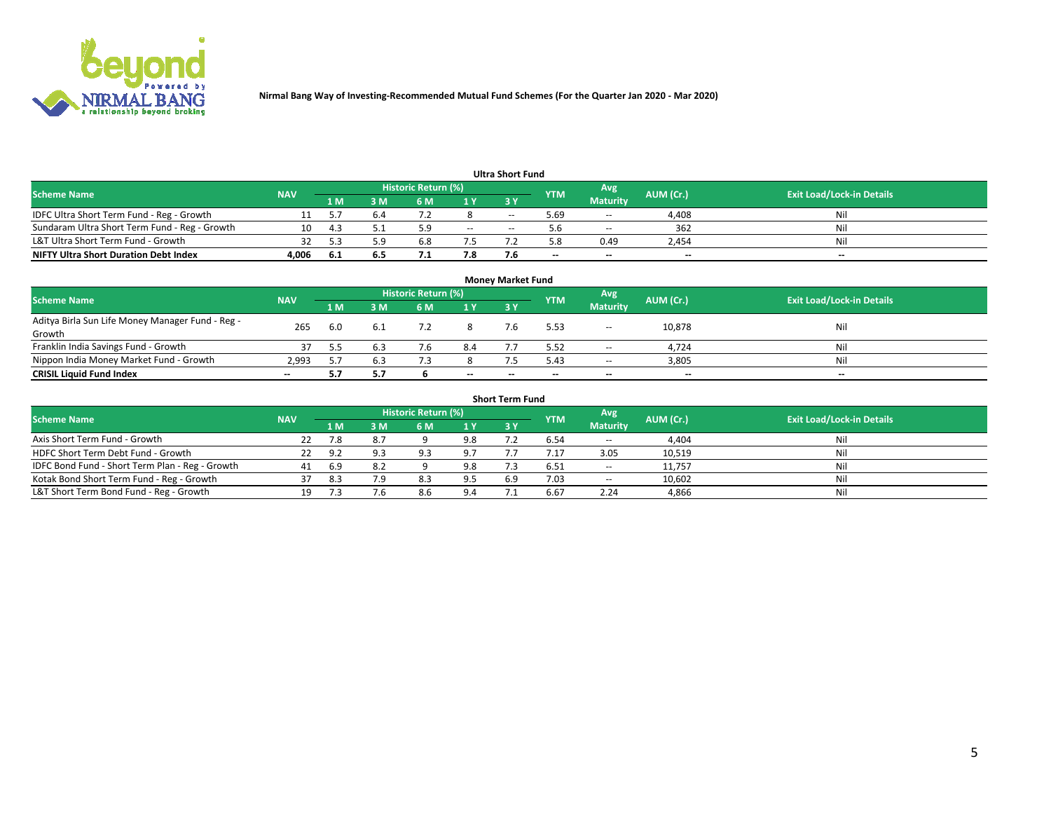Nirmal Bang Way of Investing-Recommended Mutual Fund Schemes (For the Quarter Jan 2020 - Mar 2020)

## Ultra Short Fund

| Scheme Name | NAV | Historic Return (%) | | | | | YTM | Avg Maturity | AUM (Cr.) | Exit Load/Lock-in Details |
|---|---|---|---|---|---|---|---|---|---|---|
| | | 1 M | 3 M | 6 M | 1 Y | 3 Y | | | | |
| IDFC Ultra Short Term Fund - Reg - Growth | 11 | 5.7 | 6.4 | 7.2 | 8 | -- | 5.69 | -- | 4,408 | Nil |
| Sundaram Ultra Short Term Fund - Reg - Growth | 10 | 4.3 | 5.1 | 5.9 | -- | -- | 5.6 | -- | 362 | Nil |
| L&T Ultra Short Term Fund - Growth | 32 | 5.3 | 5.9 | 6.8 | 7.5 | 7.2 | 5.8 | 0.49 | 2,454 | Nil |
| **NIFTY Ultra Short Duration Debt Index** | **4,006** | **6.1** | **6.5** | **7.1** | **7.8** | **7.6** | **--** | **--** | **--** | **--** |

## Money Market Fund

| Scheme Name | NAV | Historic Return (%) | | | | | YTM | Avg Maturity | AUM (Cr.) | Exit Load/Lock-in Details |
|---|---|---|---|---|---|---|---|---|---|---|
| | | 1 M | 3 M | 6 M | 1 Y | 3 Y | | | | |
| Aditya Birla Sun Life Money Manager Fund - Reg - Growth | 265 | 6.0 | 6.1 | 7.2 | 8 | 7.6 | 5.53 | -- | 10,878 | Nil |
| Franklin India Savings Fund - Growth | 37 | 5.5 | 6.3 | 7.6 | 8.4 | 7.7 | 5.52 | -- | 4,724 | Nil |
| Nippon India Money Market Fund - Growth | 2,993 | 5.7 | 6.3 | 7.3 | 8 | 7.5 | 5.43 | -- | 3,805 | Nil |
| **CRISIL Liquid Fund Index** | **--** | **5.7** | **5.7** | **6** | **--** | **--** | **--** | **--** | **--** | **--** |

## Short Term Fund

| Scheme Name | NAV | Historic Return (%) | | | | | YTM | Avg Maturity | AUM (Cr.) | Exit Load/Lock-in Details |
|---|---|---|---|---|---|---|---|---|---|---|
| | | 1 M | 3 M | 6 M | 1 Y | 3 Y | | | | |
| Axis Short Term Fund - Growth | 22 | 7.8 | 8.7 | 9 | 9.8 | 7.2 | 6.54 | -- | 4,404 | Nil |
| HDFC Short Term Debt Fund - Growth | 22 | 9.2 | 9.3 | 9.3 | 9.7 | 7.7 | 7.17 | 3.05 | 10,519 | Nil |
| IDFC Bond Fund - Short Term Plan - Reg - Growth | 41 | 6.9 | 8.2 | 9 | 9.8 | 7.3 | 6.51 | -- | 11,757 | Nil |
| Kotak Bond Short Term Fund - Reg - Growth | 37 | 8.3 | 7.9 | 8.3 | 9.5 | 6.9 | 7.03 | -- | 10,602 | Nil |
| L&T Short Term Bond Fund - Reg - Growth | 19 | 7.3 | 7.6 | 8.6 | 9.4 | 7.1 | 6.67 | 2.24 | 4,866 | Nil |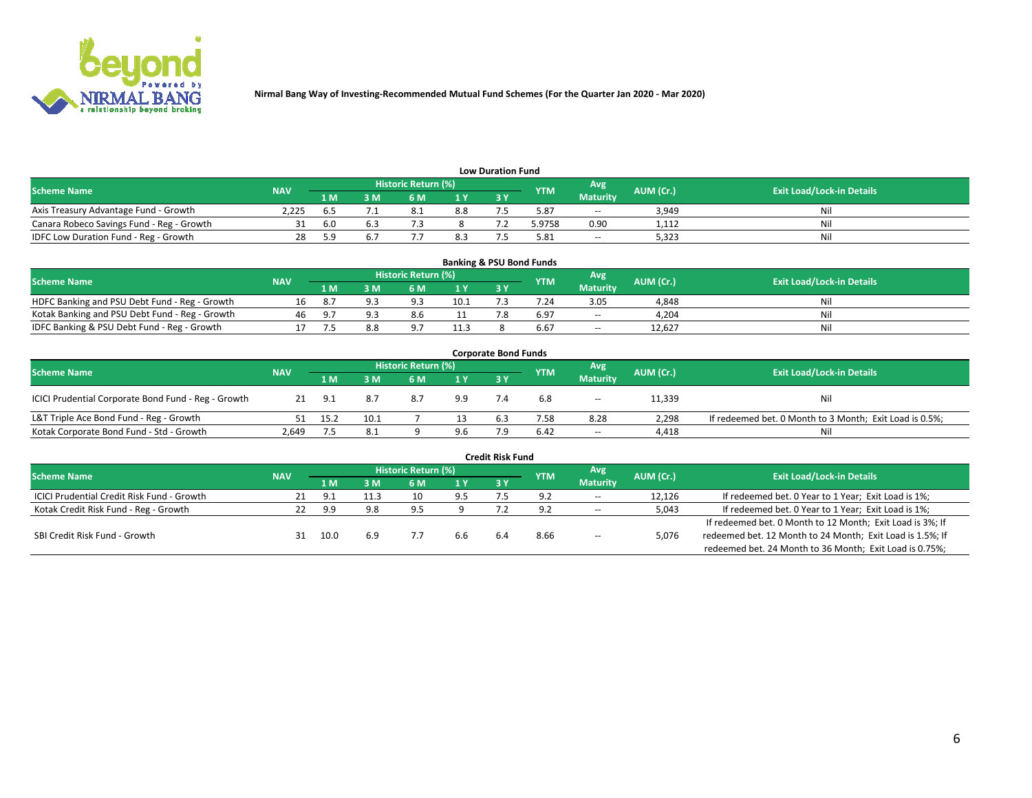Nirmal Bang Way of Investing-Recommended Mutual Fund Schemes (For the Quarter Jan 2020 - Mar 2020)

### Low Duration Fund

| Scheme Name | NAV | Historic Return (%) | | | | | YTM | Avg Maturity | AUM (Cr.) | Exit Load/Lock-in Details |
|---|---|---|---|---|---|---|---|---|---|---|
| | | 1 M | 3 M | 6 M | 1 Y | 3 Y | | | | |
| Axis Treasury Advantage Fund - Growth | 2,225 | 6.5 | 7.1 | 8.1 | 8.8 | 7.5 | 5.87 | -- | 3,949 | Nil |
| Canara Robeco Savings Fund - Reg - Growth | 31 | 6.0 | 6.3 | 7.3 | 8 | 7.2 | 5.9758 | 0.90 | 1,112 | Nil |
| IDFC Low Duration Fund - Reg - Growth | 28 | 5.9 | 6.7 | 7.7 | 8.3 | 7.5 | 5.81 | -- | 5,323 | Nil |

### Banking & PSU Bond Funds

| Scheme Name | NAV | Historic Return (%) | | | | | YTM | Avg Maturity | AUM (Cr.) | Exit Load/Lock-in Details |
|---|---|---|---|---|---|---|---|---|---|---|
| | | 1 M | 3 M | 6 M | 1 Y | 3 Y | | | | |
| HDFC Banking and PSU Debt Fund - Reg - Growth | 16 | 8.7 | 9.3 | 9.3 | 10.1 | 7.3 | 7.24 | 3.05 | 4,848 | Nil |
| Kotak Banking and PSU Debt Fund - Reg - Growth | 46 | 9.7 | 9.3 | 8.6 | 11 | 7.8 | 6.97 | -- | 4,204 | Nil |
| IDFC Banking & PSU Debt Fund - Reg - Growth | 17 | 7.5 | 8.8 | 9.7 | 11.3 | 8 | 6.67 | -- | 12,627 | Nil |

### Corporate Bond Funds

| Scheme Name | NAV | Historic Return (%) | | | | | YTM | Avg Maturity | AUM (Cr.) | Exit Load/Lock-in Details |
|---|---|---|---|---|---|---|---|---|---|---|
| | | 1 M | 3 M | 6 M | 1 Y | 3 Y | | | | |
| ICICI Prudential Corporate Bond Fund - Reg - Growth | 21 | 9.1 | 8.7 | 8.7 | 9.9 | 7.4 | 6.8 | -- | 11,339 | Nil |
| L&T Triple Ace Bond Fund - Reg - Growth | 51 | 15.2 | 10.1 | 7 | 13 | 6.3 | 7.58 | 8.28 | 2,298 | If redeemed bet. 0 Month to 3 Month; Exit Load is 0.5%; |
| Kotak Corporate Bond Fund - Std - Growth | 2,649 | 7.5 | 8.1 | 9 | 9.6 | 7.9 | 6.42 | -- | 4,418 | Nil |

### Credit Risk Fund

| Scheme Name | NAV | Historic Return (%) | | | | | YTM | Avg Maturity | AUM (Cr.) | Exit Load/Lock-in Details |
|---|---|---|---|---|---|---|---|---|---|---|
| | | 1 M | 3 M | 6 M | 1 Y | 3 Y | | | | |
| ICICI Prudential Credit Risk Fund - Growth | 21 | 9.1 | 11.3 | 10 | 9.5 | 7.5 | 9.2 | -- | 12,126 | If redeemed bet. 0 Year to 1 Year; Exit Load is 1%; |
| Kotak Credit Risk Fund - Reg - Growth | 22 | 9.9 | 9.8 | 9.5 | 9 | 7.2 | 9.2 | -- | 5,043 | If redeemed bet. 0 Year to 1 Year; Exit Load is 1%; |
| SBI Credit Risk Fund - Growth | 31 | 10.0 | 6.9 | 7.7 | 6.6 | 6.4 | 8.66 | -- | 5,076 | If redeemed bet. 0 Month to 12 Month; Exit Load is 3%; If redeemed bet. 12 Month to 24 Month; Exit Load is 1.5%; If redeemed bet. 24 Month to 36 Month; Exit Load is 0.75%; |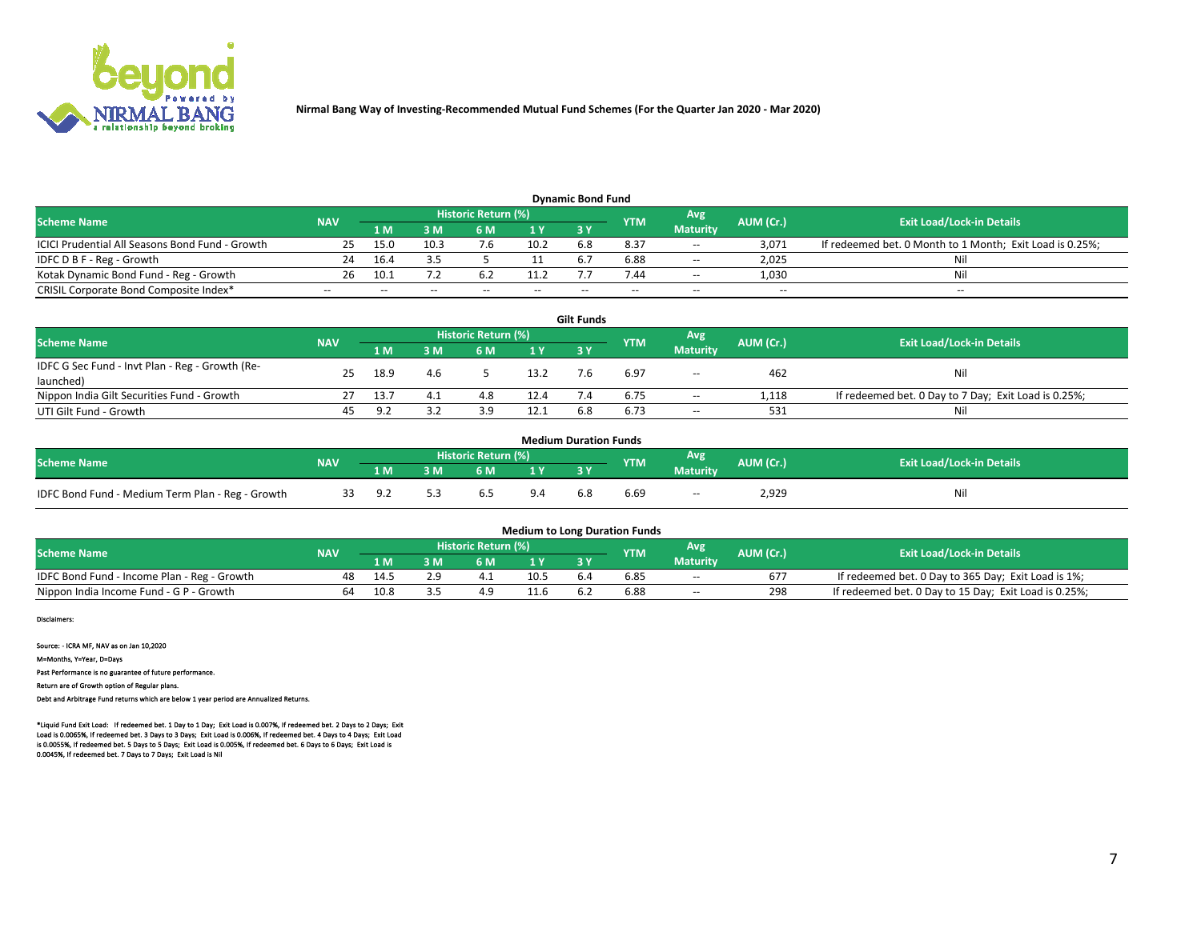**Nirmal Bang Way of Investing-Recommended Mutual Fund Schemes (For the Quarter Jan 2020 - Mar 2020)**

### Dynamic Bond Fund

| Scheme Name | NAV | Historic Return (%) | | | | | YTM | Avg Maturity | AUM (Cr.) | Exit Load/Lock-in Details |
|---|---|---|---|---|---|---|---|---|---|---|
| | | 1 M | 3 M | 6 M | 1 Y | 3 Y | | | | |
| ICICI Prudential All Seasons Bond Fund - Growth | 25 | 15.0 | 10.3 | 7.6 | 10.2 | 6.8 | 8.37 | -- | 3,071 | If redeemed bet. 0 Month to 1 Month; Exit Load is 0.25%; |
| IDFC D B F - Reg - Growth | 24 | 16.4 | 3.5 | 5 | 11 | 6.7 | 6.88 | -- | 2,025 | Nil |
| Kotak Dynamic Bond Fund - Reg - Growth | 26 | 10.1 | 7.2 | 6.2 | 11.2 | 7.7 | 7.44 | -- | 1,030 | Nil |
| CRISIL Corporate Bond Composite Index* | -- | -- | -- | -- | -- | -- | -- | -- | -- | -- |

### Gilt Funds

| Scheme Name | NAV | Historic Return (%) | | | | | YTM | Avg Maturity | AUM (Cr.) | Exit Load/Lock-in Details |
|---|---|---|---|---|---|---|---|---|---|---|
| | | 1 M | 3 M | 6 M | 1 Y | 3 Y | | | | |
| IDFC G Sec Fund - Invt Plan - Reg - Growth (Re-launched) | 25 | 18.9 | 4.6 | 5 | 13.2 | 7.6 | 6.97 | -- | 462 | Nil |
| Nippon India Gilt Securities Fund - Growth | 27 | 13.7 | 4.1 | 4.8 | 12.4 | 7.4 | 6.75 | -- | 1,118 | If redeemed bet. 0 Day to 7 Day; Exit Load is 0.25%; |
| UTI Gilt Fund - Growth | 45 | 9.2 | 3.2 | 3.9 | 12.1 | 6.8 | 6.73 | -- | 531 | Nil |

### Medium Duration Funds

| Scheme Name | NAV | Historic Return (%) | | | | | YTM | Avg Maturity | AUM (Cr.) | Exit Load/Lock-in Details |
|---|---|---|---|---|---|---|---|---|---|---|
| | | 1 M | 3 M | 6 M | 1 Y | 3 Y | | | | |
| IDFC Bond Fund - Medium Term Plan - Reg - Growth | 33 | 9.2 | 5.3 | 6.5 | 9.4 | 6.8 | 6.69 | -- | 2,929 | Nil |

### Medium to Long Duration Funds

| Scheme Name | NAV | Historic Return (%) | | | | | YTM | Avg Maturity | AUM (Cr.) | Exit Load/Lock-in Details |
|---|---|---|---|---|---|---|---|---|---|---|
| | | 1 M | 3 M | 6 M | 1 Y | 3 Y | | | | |
| IDFC Bond Fund - Income Plan - Reg - Growth | 48 | 14.5 | 2.9 | 4.1 | 10.5 | 6.4 | 6.85 | -- | 677 | If redeemed bet. 0 Day to 365 Day; Exit Load is 1%; |
| Nippon India Income Fund - G P - Growth | 64 | 10.8 | 3.5 | 4.9 | 11.6 | 6.2 | 6.88 | -- | 298 | If redeemed bet. 0 Day to 15 Day; Exit Load is 0.25%; |

Disclaimers:

Source: - ICRA MF, NAV as on Jan 10,2020

M=Months, Y=Year, D=Days

Past Performance is no guarantee of future performance.

Return are of Growth option of Regular plans.

Debt and Arbitrage Fund returns which are below 1 year period are Annualized Returns.

*Liquid Fund Exit Load: If redeemed bet. 1 Day to 1 Day; Exit Load is 0.007%, If redeemed bet. 2 Days to 2 Days; Exit Load is 0.0065%, If redeemed bet. 3 Days to 3 Days; Exit Load is 0.006%, If redeemed bet. 4 Days to 4 Days; Exit Load is 0.0055%, If redeemed bet. 5 Days to 5 Days; Exit Load is 0.005%, If redeemed bet. 6 Days to 6 Days; Exit Load is 0.0045%, If redeemed bet. 7 Days to 7 Days; Exit Load is Nil